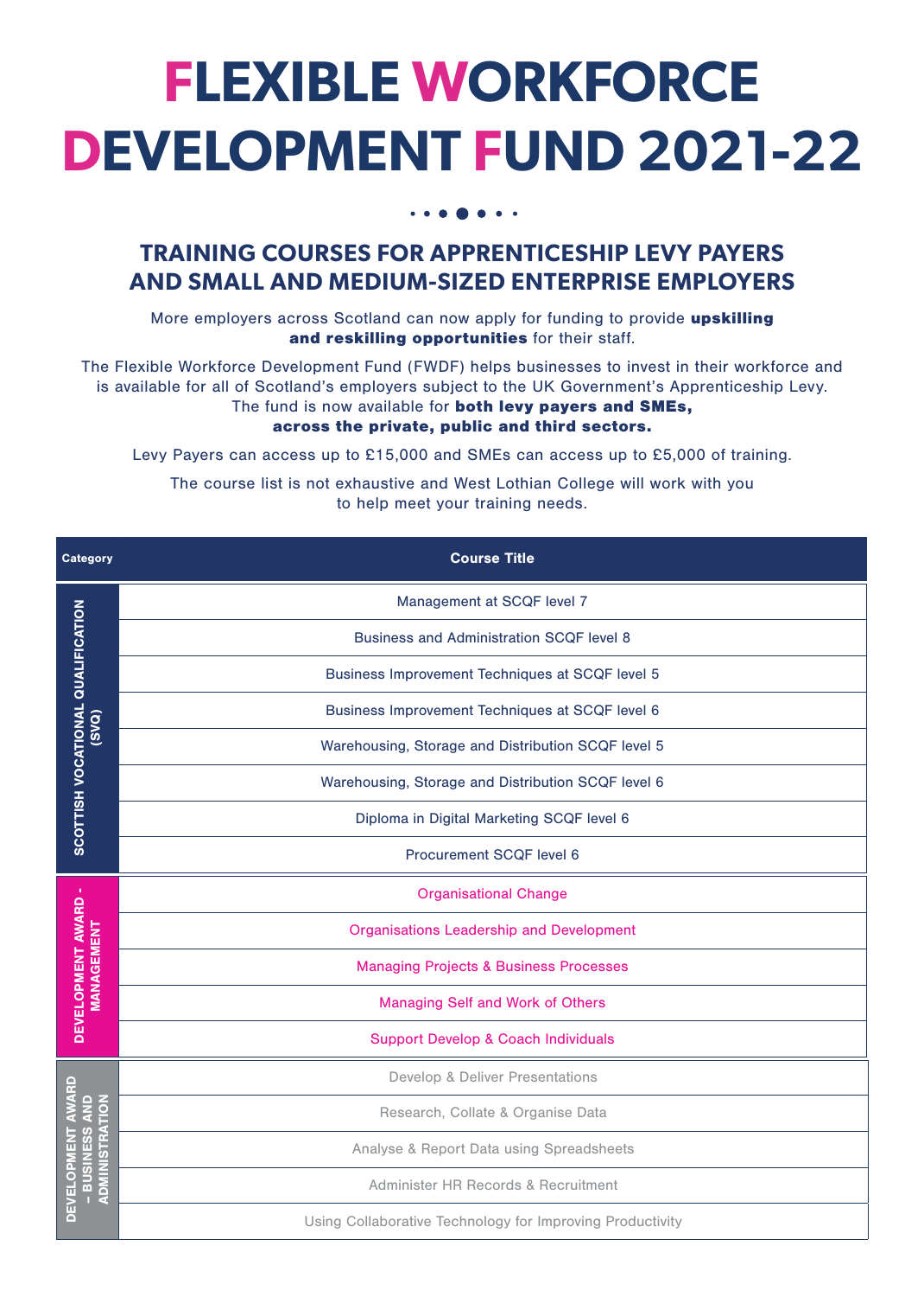# FLEXIBLE WORKFORCE DEVELOPMENT FUND 2021-22

## TRAINING COURSES FOR APPRENTICESHIP LEVY PAYERS AND SMALL AND MEDIUM-SIZED ENTERPRISE EMPLOYERS

More employers across Scotland can now apply for funding to provide **upskilling and reskilling opportunities** for their staff.

The Flexible Workforce Development Fund (FWDF) helps businesses to invest in their workforce and is available for all of Scotland's employers subject to the UK Government's Apprenticeship Levy. The fund is now available for **both levy payers and SMEs, across the private, public and third sectors.**

Levy Payers can access up to £15,000 and SMEs can access up to £5,000 of training.

The course list is not exhaustive and West Lothian College will work with you to help meet your training needs.

| Category | Course Title |
|---|---|
| SCOTTISH VOCATIONAL QUALIFICATION (SVQ) | Management at SCQF level 7 |
| | Business and Administration SCQF level 8 |
| | Business Improvement Techniques at SCQF level 5 |
| | Business Improvement Techniques at SCQF level 6 |
| | Warehousing, Storage and Distribution SCQF level 5 |
| | Warehousing, Storage and Distribution SCQF level 6 |
| | Diploma in Digital Marketing SCQF level 6 |
| | Procurement SCQF level 6 |
| DEVELOPMENT AWARD - MANAGEMENT | Organisational Change |
| | Organisations Leadership and Development |
| | Managing Projects & Business Processes |
| | Managing Self and Work of Others |
| | Support Develop & Coach Individuals |
| DEVELOPMENT AWARD – BUSINESS AND ADMINISTRATION | Develop & Deliver Presentations |
| | Research, Collate & Organise Data |
| | Analyse & Report Data using Spreadsheets |
| | Administer HR Records & Recruitment |
| | Using Collaborative Technology for Improving Productivity |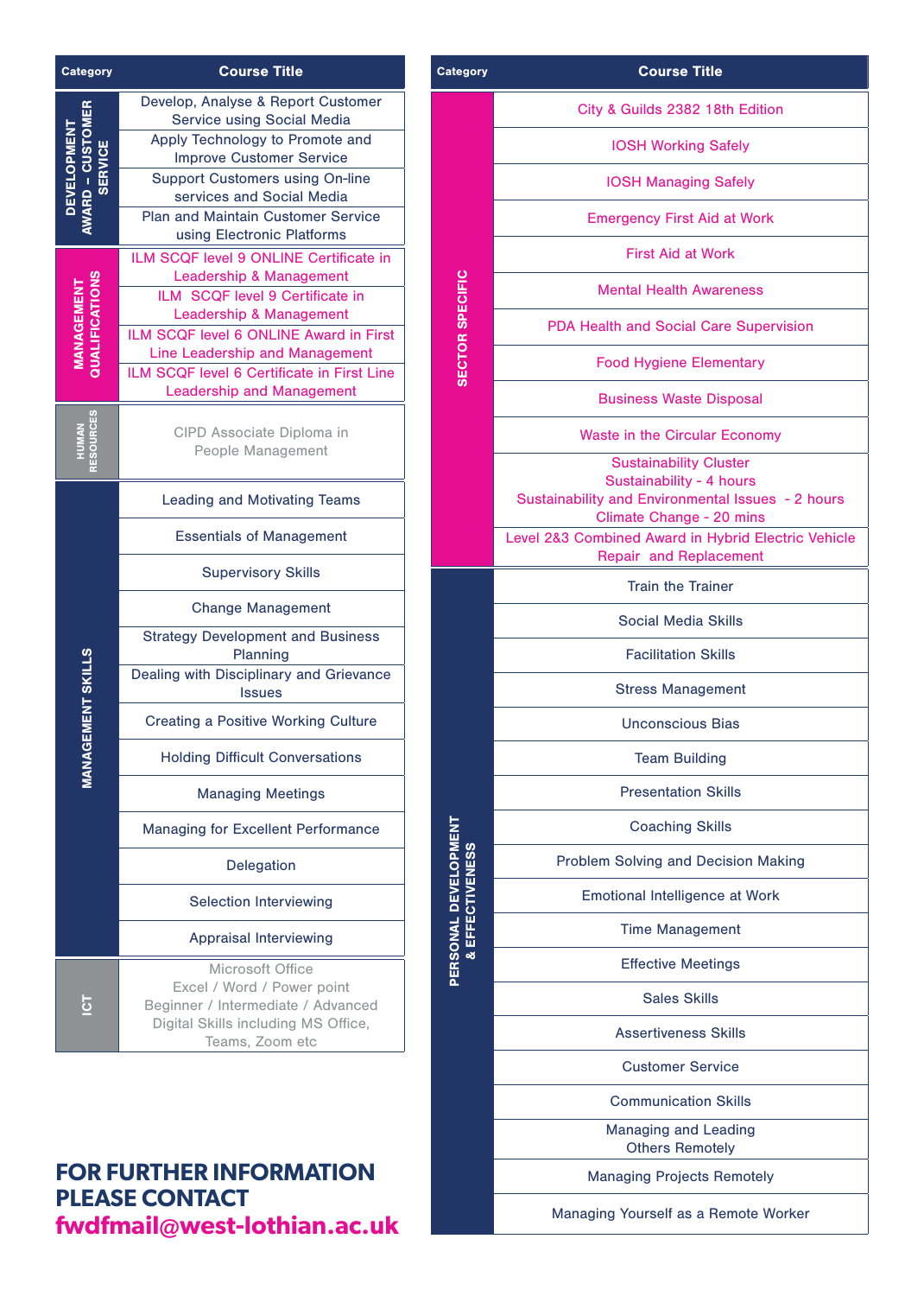| Category | Course Title |
|---|---|
| DEVELOPMENT AWARD – CUSTOMER SERVICE | Develop, Analyse & Report Customer Service using Social Media |
| | Apply Technology to Promote and Improve Customer Service |
| | Support Customers using On-line services and Social Media |
| | Plan and Maintain Customer Service using Electronic Platforms |
| MANAGEMENT QUALIFICATIONS | ILM SCQF level 9 ONLINE Certificate in Leadership & Management |
| | ILM SCQF level 9 Certificate in Leadership & Management |
| | ILM SCQF level 6 ONLINE Award in First Line Leadership and Management |
| | ILM SCQF level 6 Certificate in First Line Leadership and Management |
| HUMAN RESOURCES | CIPD Associate Diploma in People Management |
| MANAGEMENT SKILLS | Leading and Motivating Teams |
| | Essentials of Management |
| | Supervisory Skills |
| | Change Management |
| | Strategy Development and Business Planning |
| | Dealing with Disciplinary and Grievance Issues |
| | Creating a Positive Working Culture |
| | Holding Difficult Conversations |
| | Managing Meetings |
| | Managing for Excellent Performance |
| | Delegation |
| | Selection Interviewing |
| | Appraisal Interviewing |
| ICT | Microsoft Office Excel / Word / Power point Beginner / Intermediate / Advanced Digital Skills including MS Office, Teams, Zoom etc |

| Category | Course Title |
|---|---|
| SECTOR SPECIFIC | City & Guilds 2382 18th Edition |
| | IOSH Working Safely |
| | IOSH Managing Safely |
| | Emergency First Aid at Work |
| | First Aid at Work |
| | Mental Health Awareness |
| | PDA Health and Social Care Supervision |
| | Food Hygiene Elementary |
| | Business Waste Disposal |
| | Waste in the Circular Economy |
| | Sustainability Cluster<br>Sustainability - 4 hours<br>Sustainability and Environmental Issues - 2 hours<br>Climate Change - 20 mins |
| | Level 2&3 Combined Award in Hybrid Electric Vehicle Repair and Replacement |
| PERSONAL DEVELOPMENT & EFFECTIVENESS | Train the Trainer |
| | Social Media Skills |
| | Facilitation Skills |
| | Stress Management |
| | Unconscious Bias |
| | Team Building |
| | Presentation Skills |
| | Coaching Skills |
| | Problem Solving and Decision Making |
| | Emotional Intelligence at Work |
| | Time Management |
| | Effective Meetings |
| | Sales Skills |
| | Assertiveness Skills |
| | Customer Service |
| | Communication Skills |
| | Managing and Leading Others Remotely |
| | Managing Projects Remotely |
| | Managing Yourself as a Remote Worker |

**FOR FURTHER INFORMATION PLEASE CONTACT**
**fwdfmail@west-lothian.ac.uk**